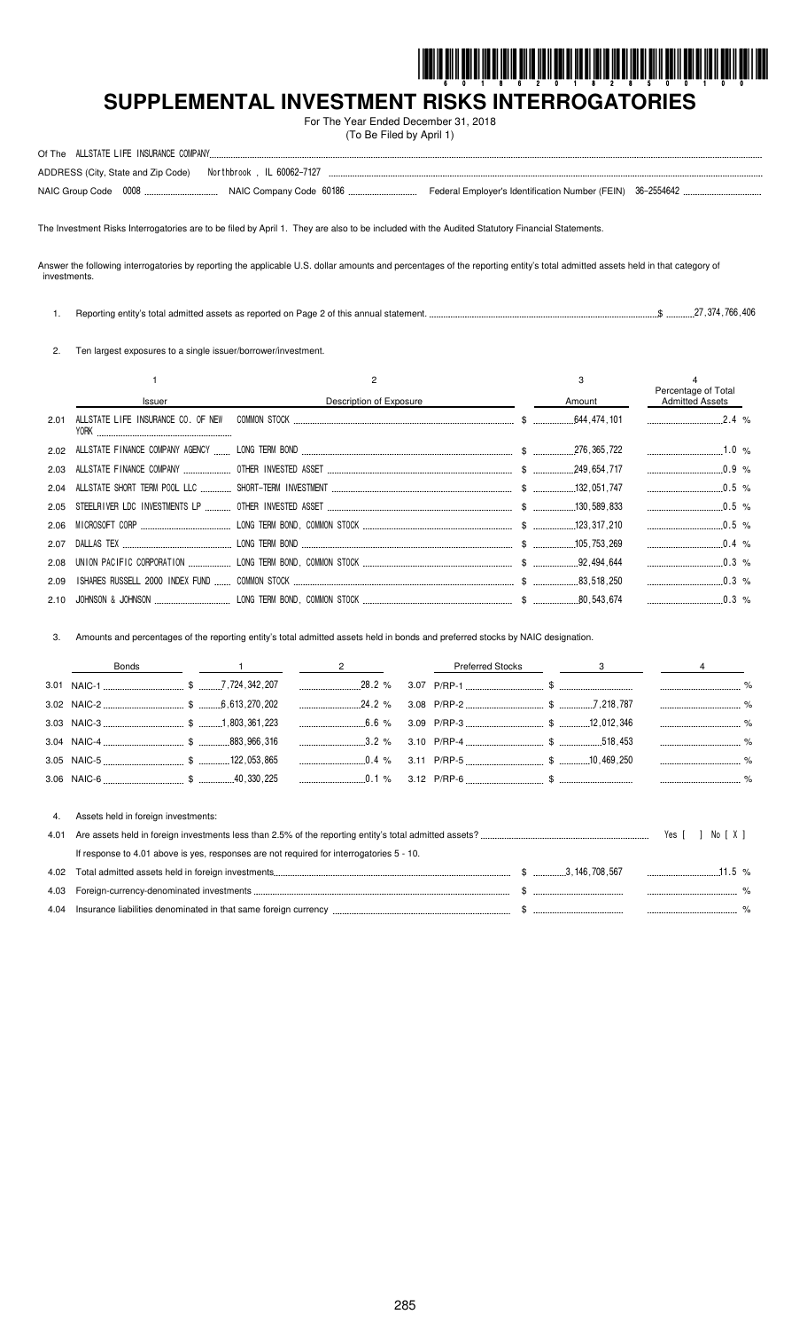# SUPPLEMENTAL INVESTMENT RISKS INTERROGATORIES

For The Year Ended December 31, 2018
(To Be Filed by April 1)

Of The ALLSTATE LIFE INSURANCE COMPANY

ADDRESS (City, State and Zip Code) Northbrook , IL 60062-7127

NAIC Group Code 0008 NAIC Company Code 60186 Federal Employer's Identification Number (FEIN) 36-2554642

The Investment Risks Interrogatories are to be filed by April 1. They are also to be included with the Audited Statutory Financial Statements.

Answer the following interrogatories by reporting the applicable U.S. dollar amounts and percentages of the reporting entity's total admitted assets held in that category of investments.

1. Reporting entity's total admitted assets as reported on Page 2 of this annual statement. $ 27,374,766,406

2. Ten largest exposures to a single issuer/borrower/investment.

| | 1 | 2 | 3 | 4 |
|---|---|---|---|---|
| | Issuer | Description of Exposure | Amount | Percentage of Total Admitted Assets |
| 2.01 | ALLSTATE LIFE INSURANCE CO. OF NEW YORK | COMMON STOCK | $ 644,474,101 | 2.4 % |
| 2.02 | ALLSTATE FINANCE COMPANY AGENCY | LONG TERM BOND | $ 276,365,722 | 1.0 % |
| 2.03 | ALLSTATE FINANCE COMPANY | OTHER INVESTED ASSET | $ 249,654,717 | 0.9 % |
| 2.04 | ALLSTATE SHORT TERM POOL LLC | SHORT-TERM INVESTMENT | $ 132,051,747 | 0.5 % |
| 2.05 | STEELRIVER LDC INVESTMENTS LP | OTHER INVESTED ASSET | $ 130,589,833 | 0.5 % |
| 2.06 | MICROSOFT CORP | LONG TERM BOND, COMMON STOCK | $ 123,317,210 | 0.5 % |
| 2.07 | DALLAS TEX | LONG TERM BOND | $ 105,753,269 | 0.4 % |
| 2.08 | UNION PACIFIC CORPORATION | LONG TERM BOND, COMMON STOCK | $ 92,494,644 | 0.3 % |
| 2.09 | ISHARES RUSSELL 2000 INDEX FUND | COMMON STOCK | $ 83,518,250 | 0.3 % |
| 2.10 | JOHNSON & JOHNSON | LONG TERM BOND, COMMON STOCK | $ 80,543,674 | 0.3 % |

3. Amounts and percentages of the reporting entity's total admitted assets held in bonds and preferred stocks by NAIC designation.

| Bonds | 1 | 2 | Preferred Stocks | 3 | 4 |
|---|---|---|---|---|---|
| 3.01 NAIC-1 | $ 7,724,342,207 | 28.2 % | 3.07 P/RP-1 | $ | % |
| 3.02 NAIC-2 | $ 6,613,270,202 | 24.2 % | 3.08 P/RP-2 | $ 7,218,787 | % |
| 3.03 NAIC-3 | $ 1,803,361,223 | 6.6 % | 3.09 P/RP-3 | $ 12,012,346 | % |
| 3.04 NAIC-4 | $ 883,966,316 | 3.2 % | 3.10 P/RP-4 | $ 518,453 | % |
| 3.05 NAIC-5 | $ 122,053,865 | 0.4 % | 3.11 P/RP-5 | $ 10,469,250 | % |
| 3.06 NAIC-6 | $ 40,330,225 | 0.1 % | 3.12 P/RP-6 | $ | % |

4. Assets held in foreign investments:

4.01 Are assets held in foreign investments less than 2.5% of the reporting entity's total admitted assets? Yes [ ] No [ X ]

If response to 4.01 above is yes, responses are not required for interrogatories 5 - 10.

| | | | |
|---|---|---|---|
| 4.02 | Total admitted assets held in foreign investments | $ 3,146,708,567 | 11.5 % |
| 4.03 | Foreign-currency-denominated investments | $ | % |
| 4.04 | Insurance liabilities denominated in that same foreign currency | $ | % |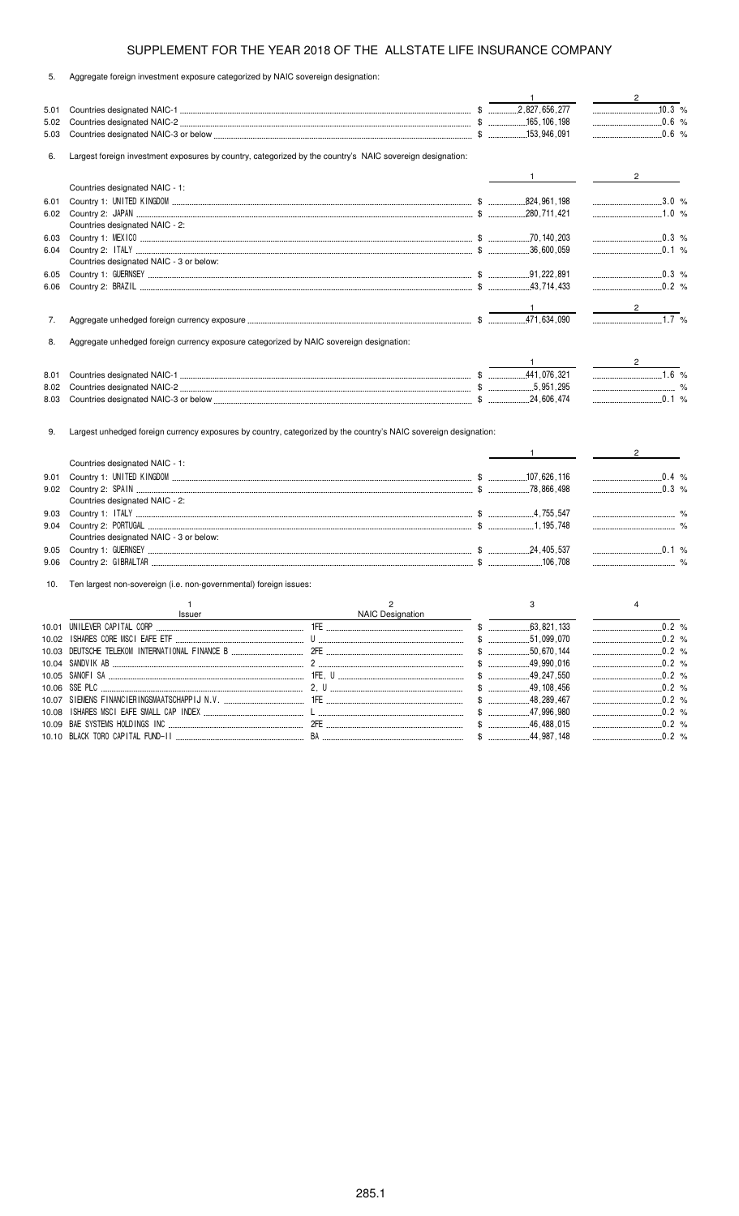SUPPLEMENT FOR THE YEAR 2018 OF THE ALLSTATE LIFE INSURANCE COMPANY

5. Aggregate foreign investment exposure categorized by NAIC sovereign designation:

| | | 1 | 2 |
|---|---|---|---|
| 5.01 | Countries designated NAIC-1 | $ 2,827,656,277 | 10.3 % |
| 5.02 | Countries designated NAIC-2 | $ 165,106,198 | 0.6 % |
| 5.03 | Countries designated NAIC-3 or below | $ 153,946,091 | 0.6 % |

6. Largest foreign investment exposures by country, categorized by the country's NAIC sovereign designation:

| | | 1 | 2 |
|---|---|---|---|
| | Countries designated NAIC - 1: | | |
| 6.01 | Country 1: UNITED KINGDOM | $ 824,961,198 | 3.0 % |
| 6.02 | Country 2: JAPAN | $ 280,711,421 | 1.0 % |
| | Countries designated NAIC - 2: | | |
| 6.03 | Country 1: MEXICO | $ 70,140,203 | 0.3 % |
| 6.04 | Country 2: ITALY | $ 36,600,059 | 0.1 % |
| | Countries designated NAIC - 3 or below: | | |
| 6.05 | Country 1: GUERNSEY | $ 91,222,891 | 0.3 % |
| 6.06 | Country 2: BRAZIL | $ 43,714,433 | 0.2 % |

| | | 1 | 2 |
|---|---|---|---|
| 7. | Aggregate unhedged foreign currency exposure | $ 471,634,090 | 1.7 % |

8. Aggregate unhedged foreign currency exposure categorized by NAIC sovereign designation:

| | | 1 | 2 |
|---|---|---|---|
| 8.01 | Countries designated NAIC-1 | $ 441,076,321 | 1.6 % |
| 8.02 | Countries designated NAIC-2 | $ 5,951,295 | % |
| 8.03 | Countries designated NAIC-3 or below | $ 24,606,474 | 0.1 % |

9. Largest unhedged foreign currency exposures by country, categorized by the country's NAIC sovereign designation:

| | | 1 | 2 |
|---|---|---|---|
| | Countries designated NAIC - 1: | | |
| 9.01 | Country 1: UNITED KINGDOM | $ 107,626,116 | 0.4 % |
| 9.02 | Country 2: SPAIN | $ 78,866,498 | 0.3 % |
| | Countries designated NAIC - 2: | | |
| 9.03 | Country 1: ITALY | $ 4,755,547 | % |
| 9.04 | Country 2: PORTUGAL | $ 1,195,748 | % |
| | Countries designated NAIC - 3 or below: | | |
| 9.05 | Country 1: GUERNSEY | $ 24,405,537 | 0.1 % |
| 9.06 | Country 2: GIBRALTAR | $ 106,708 | % |

10. Ten largest non-sovereign (i.e. non-governmental) foreign issues:

| | 1<br>Issuer | 2<br>NAIC Designation | 3 | 4 |
|---|---|---|---|---|
| 10.01 | UNILEVER CAPITAL CORP | 1FE | $ 63,821,133 | 0.2 % |
| 10.02 | ISHARES CORE MSCI EAFE ETF | U | $ 51,099,070 | 0.2 % |
| 10.03 | DEUTSCHE TELEKOM INTERNATIONAL FINANCE B | 2FE | $ 50,670,144 | 0.2 % |
| 10.04 | SANDVIK AB | 2 | $ 49,990,016 | 0.2 % |
| 10.05 | SANOFI SA | 1FE, U | $ 49,247,550 | 0.2 % |
| 10.06 | SSE PLC | 2, U | $ 49,108,456 | 0.2 % |
| 10.07 | SIEMENS FINANCIERINGSMAATSCHAPPIJ N.V. | 1FE | $ 48,289,467 | 0.2 % |
| 10.08 | ISHARES MSCI EAFE SMALL CAP INDEX | L | $ 47,996,980 | 0.2 % |
| 10.09 | BAE SYSTEMS HOLDINGS INC | 2FE | $ 46,488,015 | 0.2 % |
| 10.10 | BLACK TORO CAPITAL FUND-II | BA | $ 44,987,148 | 0.2 % |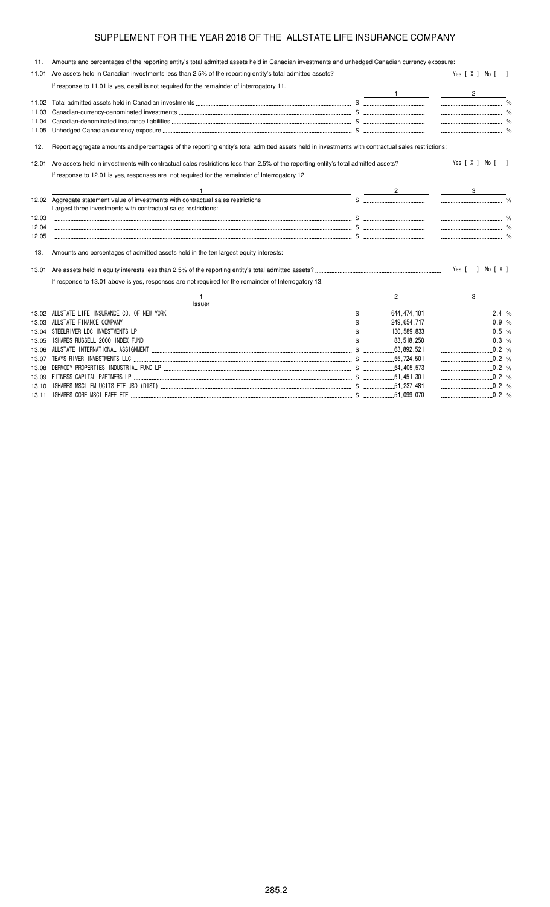# SUPPLEMENT FOR THE YEAR 2018 OF THE ALLSTATE LIFE INSURANCE COMPANY

11. Amounts and percentages of the reporting entity's total admitted assets held in Canadian investments and unhedged Canadian currency exposure:

11.01 Are assets held in Canadian investments less than 2.5% of the reporting entity's total admitted assets? Yes [ X ] No [ ]

If response to 11.01 is yes, detail is not required for the remainder of interrogatory 11.

| | | 1 | 2 |
|---|---|---|---|
| 11.02 | Total admitted assets held in Canadian investments | $ | % |
| 11.03 | Canadian-currency-denominated investments | $ | % |
| 11.04 | Canadian-denominated insurance liabilities | $ | % |
| 11.05 | Unhedged Canadian currency exposure | $ | % |

12. Report aggregate amounts and percentages of the reporting entity's total admitted assets held in investments with contractual sales restrictions:

12.01 Are assets held in investments with contractual sales restrictions less than 2.5% of the reporting entity's total admitted assets? Yes [ X ] No [ ]

If response to 12.01 is yes, responses are not required for the remainder of Interrogatory 12.

| | 1 | 2 | 3 |
|---|---|---|---|
| 12.02 | Aggregate statement value of investments with contractual sales restrictions | $ | % |
| | Largest three investments with contractual sales restrictions: | | |
| 12.03 | | $ | % |
| 12.04 | | $ | % |
| 12.05 | | $ | % |

13. Amounts and percentages of admitted assets held in the ten largest equity interests:

13.01 Are assets held in equity interests less than 2.5% of the reporting entity's total admitted assets? Yes [ ] No [ X ]

If response to 13.01 above is yes, responses are not required for the remainder of Interrogatory 13.

| | 1<br>Issuer | 2 | 3 |
|---|---|---|---|
| 13.02 | ALLSTATE LIFE INSURANCE CO. OF NEW YORK | $ 644,474,101 | 2.4 % |
| 13.03 | ALLSTATE FINANCE COMPANY | $ 249,654,717 | 0.9 % |
| 13.04 | STEELRIVER LDC INVESTMENTS LP | $ 130,589,833 | 0.5 % |
| 13.05 | ISHARES RUSSELL 2000 INDEX FUND | $ 83,518,250 | 0.3 % |
| 13.06 | ALLSTATE INTERNATIONAL ASSIGNMENT | $ 63,892,521 | 0.2 % |
| 13.07 | TEAYS RIVER INVESTMENTS LLC | $ 55,724,501 | 0.2 % |
| 13.08 | DERMODY PROPERTIES INDUSTRIAL FUND LP | $ 54,405,573 | 0.2 % |
| 13.09 | FITNESS CAPITAL PARTNERS LP | $ 51,451,301 | 0.2 % |
| 13.10 | ISHARES MSCI EM UCITS ETF USD (DIST) | $ 51,237,481 | 0.2 % |
| 13.11 | ISHARES CORE MSCI EAFE ETF | $ 51,099,070 | 0.2 % |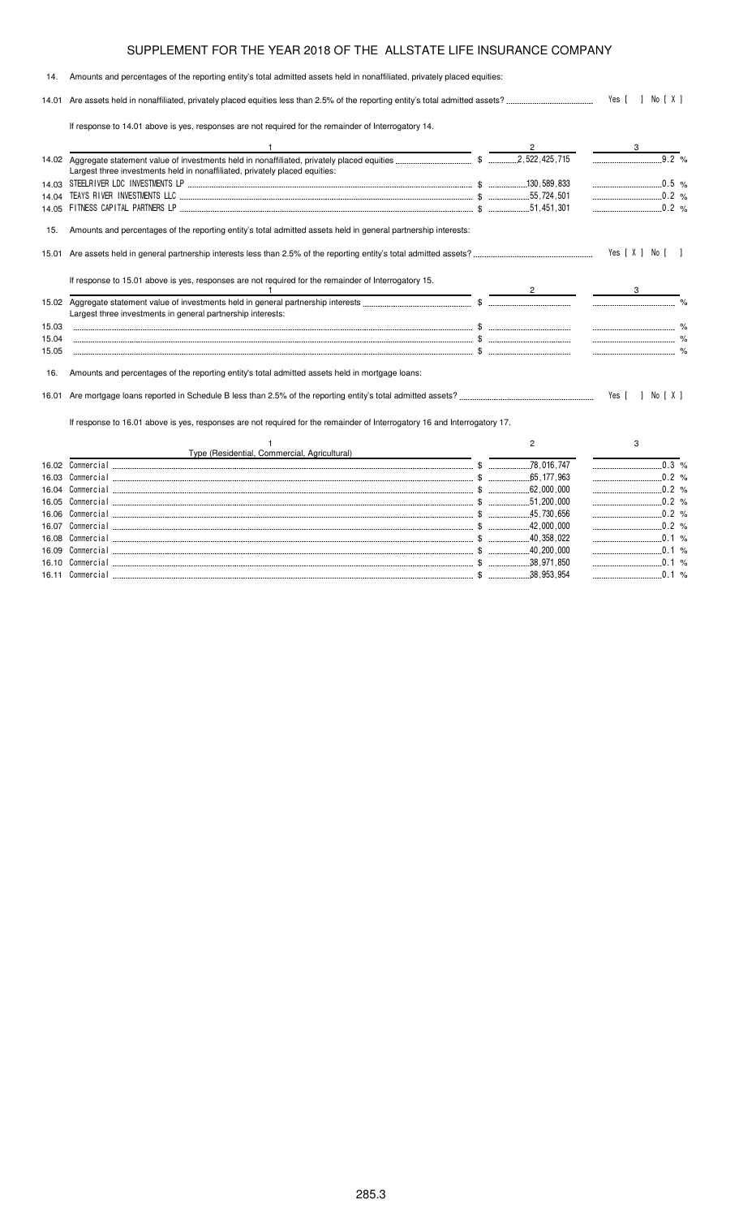# SUPPLEMENT FOR THE YEAR 2018 OF THE ALLSTATE LIFE INSURANCE COMPANY

14. Amounts and percentages of the reporting entity's total admitted assets held in nonaffiliated, privately placed equities:

14.01 Are assets held in nonaffiliated, privately placed equities less than 2.5% of the reporting entity's total admitted assets? Yes [ ] No [ X ]

If response to 14.01 above is yes, responses are not required for the remainder of Interrogatory 14.

| | 1 | 2 | 3 |
|---|---|---|---|
| 14.02 | Aggregate statement value of investments held in nonaffiliated, privately placed equities | $ 2,522,425,715 | 9.2 % |
| | Largest three investments held in nonaffiliated, privately placed equities: | | |
| 14.03 | STEELRIVER LDC INVESTMENTS LP | $ 130,589,833 | 0.5 % |
| 14.04 | TEAYS RIVER INVESTMENTS LLC | $ 55,724,501 | 0.2 % |
| 14.05 | FITNESS CAPITAL PARTNERS LP | $ 51,451,301 | 0.2 % |

15. Amounts and percentages of the reporting entity's total admitted assets held in general partnership interests:

15.01 Are assets held in general partnership interests less than 2.5% of the reporting entity's total admitted assets? Yes [ X ] No [ ]

If response to 15.01 above is yes, responses are not required for the remainder of Interrogatory 15.

| | 1 | 2 | 3 |
|---|---|---|---|
| 15.02 | Aggregate statement value of investments held in general partnership interests | $ | % |
| | Largest three investments in general partnership interests: | | |
| 15.03 | | $ | % |
| 15.04 | | $ | % |
| 15.05 | | $ | % |

16. Amounts and percentages of the reporting entity's total admitted assets held in mortgage loans:

16.01 Are mortgage loans reported in Schedule B less than 2.5% of the reporting entity's total admitted assets? Yes [ ] No [ X ]

If response to 16.01 above is yes, responses are not required for the remainder of Interrogatory 16 and Interrogatory 17.

| | 1<br>Type (Residential, Commercial, Agricultural) | 2 | 3 |
|---|---|---|---|
| 16.02 | Commercial | $ 78,016,747 | 0.3 % |
| 16.03 | Commercial | $ 65,177,963 | 0.2 % |
| 16.04 | Commercial | $ 62,000,000 | 0.2 % |
| 16.05 | Commercial | $ 51,200,000 | 0.2 % |
| 16.06 | Commercial | $ 45,730,656 | 0.2 % |
| 16.07 | Commercial | $ 42,000,000 | 0.2 % |
| 16.08 | Commercial | $ 40,358,022 | 0.1 % |
| 16.09 | Commercial | $ 40,200,000 | 0.1 % |
| 16.10 | Commercial | $ 38,971,850 | 0.1 % |
| 16.11 | Commercial | $ 38,953,954 | 0.1 % |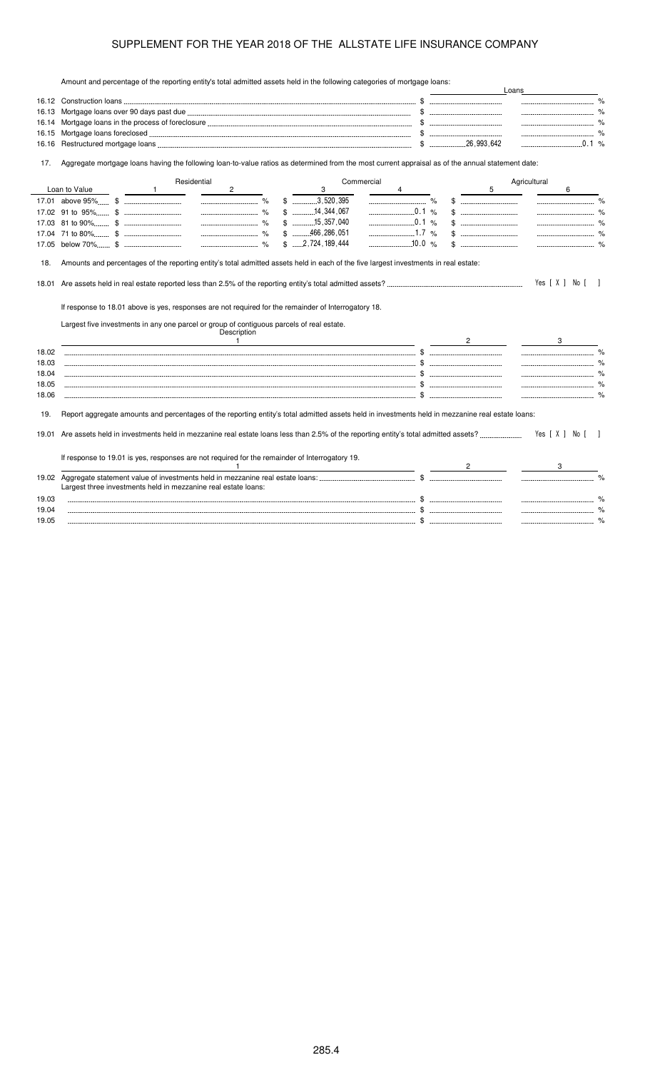Amount and percentage of the reporting entity's total admitted assets held in the following categories of mortgage loans:

| | | Loans | |
|---|---|---|---|
| 16.12 | Construction loans | $ | % |
| 16.13 | Mortgage loans over 90 days past due | $ | % |
| 16.14 | Mortgage loans in the process of foreclosure | $ | % |
| 16.15 | Mortgage loans foreclosed | $ | % |
| 16.16 | Restructured mortgage loans | $ 26,993,642 | 0.1 % |

17. Aggregate mortgage loans having the following loan-to-value ratios as determined from the most current appraisal as of the annual statement date:

| | Residential | | Commercial | | Agricultural | |
|---|---|---|---|---|---|---|
| Loan to Value | 1 | 2 | 3 | 4 | 5 | 6 |
| 17.01 above 95% | $ | % | $ 3,520,395 | % | $ | % |
| 17.02 91 to 95% | $ | % | $ 14,344,067 | 0.1 % | $ | % |
| 17.03 81 to 90% | $ | % | $ 15,357,040 | 0.1 % | $ | % |
| 17.04 71 to 80% | $ | % | $ 466,286,051 | 1.7 % | $ | % |
| 17.05 below 70% | $ | % | $ 2,724,189,444 | 10.0 % | $ | % |

18. Amounts and percentages of the reporting entity's total admitted assets held in each of the five largest investments in real estate:

18.01 Are assets held in real estate reported less than 2.5% of the reporting entity's total admitted assets? Yes [ X ] No [ ]

If response to 18.01 above is yes, responses are not required for the remainder of Interrogatory 18.

Largest five investments in any one parcel or group of contiguous parcels of real estate.

| | Description<br>1 | 2 | 3 |
|---|---|---|---|
| 18.02 | | $ | % |
| 18.03 | | $ | % |
| 18.04 | | $ | % |
| 18.05 | | $ | % |
| 18.06 | | $ | % |

19. Report aggregate amounts and percentages of the reporting entity's total admitted assets held in investments held in mezzanine real estate loans:

19.01 Are assets held in investments held in mezzanine real estate loans less than 2.5% of the reporting entity's total admitted assets? Yes [ X ] No [ ]

If response to 19.01 is yes, responses are not required for the remainder of Interrogatory 19.

| | 1 | 2 | 3 |
|---|---|---|---|
| 19.02 | Aggregate statement value of investments held in mezzanine real estate loans: | $ | % |
| | Largest three investments held in mezzanine real estate loans: | | |
| 19.03 | | $ | % |
| 19.04 | | $ | % |
| 19.05 | | $ | % |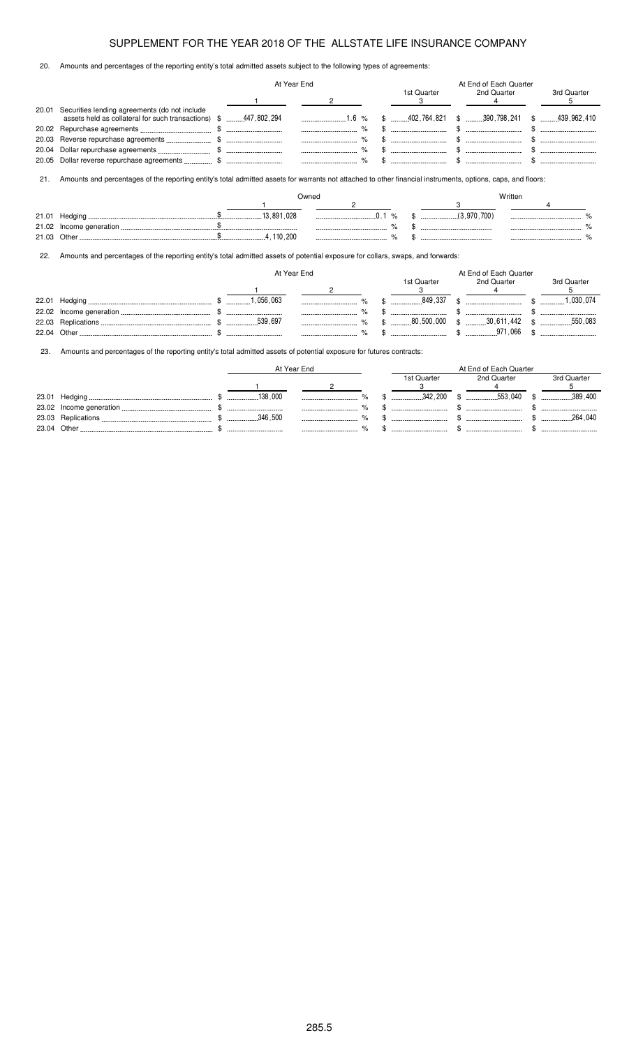# SUPPLEMENT FOR THE YEAR 2018 OF THE ALLSTATE LIFE INSURANCE COMPANY

20. Amounts and percentages of the reporting entity's total admitted assets subject to the following types of agreements:

| | At Year End | | At End of Each Quarter | | |
|---|---|---|---|---|---|
| | | | 1st Quarter | 2nd Quarter | 3rd Quarter |
| | 1 | 2 | 3 | 4 | 5 |
| 20.01 Securities lending agreements (do not include assets held as collateral for such transactions) | $ 447,802,294 | 1.6 % | $ 402,764,821 | $ 390,798,241 | $ 439,962,410 |
| 20.02 Repurchase agreements | $ | % | $ | $ | $ |
| 20.03 Reverse repurchase agreements | $ | % | $ | $ | $ |
| 20.04 Dollar repurchase agreements | $ | % | $ | $ | $ |
| 20.05 Dollar reverse repurchase agreements | $ | % | $ | $ | $ |

21. Amounts and percentages of the reporting entity's total admitted assets for warrants not attached to other financial instruments, options, caps, and floors:

| | Owned | | Written | |
|---|---|---|---|---|
| | 1 | 2 | 3 | 4 |
| 21.01 Hedging | $ 13,891,028 | 0.1 % | $ (3,970,700) | % |
| 21.02 Income generation | $ | % | $ | % |
| 21.03 Other | $ 4,110,200 | % | $ | % |

22. Amounts and percentages of the reporting entity's total admitted assets of potential exposure for collars, swaps, and forwards:

| | At Year End | | At End of Each Quarter | | |
|---|---|---|---|---|---|
| | | | 1st Quarter | 2nd Quarter | 3rd Quarter |
| | 1 | 2 | 3 | 4 | 5 |
| 22.01 Hedging | $ 1,056,063 | % | $ 849,337 | $ | $ 1,030,074 |
| 22.02 Income generation | $ | % | $ | $ | $ |
| 22.03 Replications | $ 539,697 | % | $ 80,500,000 | $ 30,611,442 | $ 550,083 |
| 22.04 Other | $ | % | $ | $ 971,066 | $ |

23. Amounts and percentages of the reporting entity's total admitted assets of potential exposure for futures contracts:

| | At Year End | | At End of Each Quarter | | |
|---|---|---|---|---|---|
| | | | 1st Quarter | 2nd Quarter | 3rd Quarter |
| | 1 | 2 | 3 | 4 | 5 |
| 23.01 Hedging | $ 138,000 | % | $ 342,200 | $ 553,040 | $ 389,400 |
| 23.02 Income generation | $ | % | $ | $ | $ |
| 23.03 Replications | $ 346,500 | % | $ | $ | $ 264,040 |
| 23.04 Other | $ | % | $ | $ | $ |